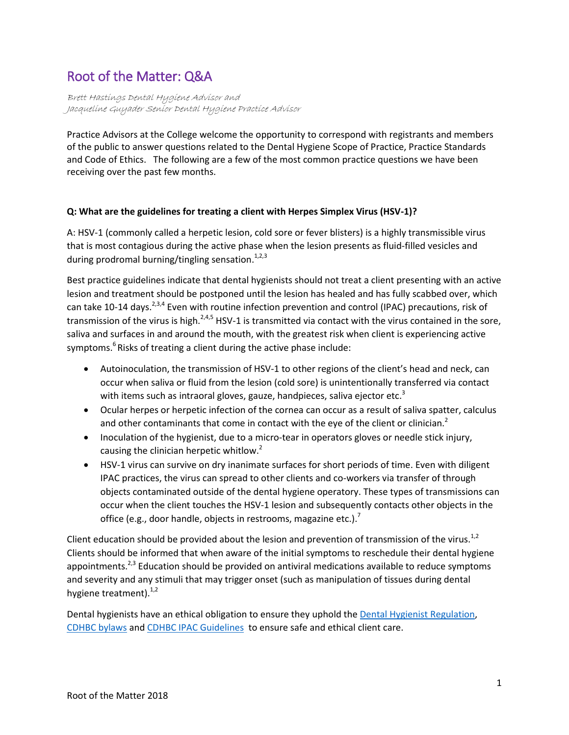# Root of the Matter: Q&A

*Brett Hastings Dental Hygiene Advisor and*
*Jacqueline Guyader Senior Dental Hygiene Practice Advisor*

Practice Advisors at the College welcome the opportunity to correspond with registrants and members of the public to answer questions related to the Dental Hygiene Scope of Practice, Practice Standards and Code of Ethics. The following are a few of the most common practice questions we have been receiving over the past few months.

**Q: What are the guidelines for treating a client with Herpes Simplex Virus (HSV-1)?**

A: HSV-1 (commonly called a herpetic lesion, cold sore or fever blisters) is a highly transmissible virus that is most contagious during the active phase when the lesion presents as fluid-filled vesicles and during prodromal burning/tingling sensation.[1,2,3]

Best practice guidelines indicate that dental hygienists should not treat a client presenting with an active lesion and treatment should be postponed until the lesion has healed and has fully scabbed over, which can take 10-14 days.[2,3,4] Even with routine infection prevention and control (IPAC) precautions, risk of transmission of the virus is high.[2,4,5] HSV-1 is transmitted via contact with the virus contained in the sore, saliva and surfaces in and around the mouth, with the greatest risk when client is experiencing active symptoms.[6] Risks of treating a client during the active phase include:

- Autoinoculation, the transmission of HSV-1 to other regions of the client's head and neck, can occur when saliva or fluid from the lesion (cold sore) is unintentionally transferred via contact with items such as intraoral gloves, gauze, handpieces, saliva ejector etc.[3]
- Ocular herpes or herpetic infection of the cornea can occur as a result of saliva spatter, calculus and other contaminants that come in contact with the eye of the client or clinician.[2]
- Inoculation of the hygienist, due to a micro-tear in operators gloves or needle stick injury, causing the clinician herpetic whitlow.[2]
- HSV-1 virus can survive on dry inanimate surfaces for short periods of time. Even with diligent IPAC practices, the virus can spread to other clients and co-workers via transfer of through objects contaminated outside of the dental hygiene operatory. These types of transmissions can occur when the client touches the HSV-1 lesion and subsequently contacts other objects in the office (e.g., door handle, objects in restrooms, magazine etc.).[7]

Client education should be provided about the lesion and prevention of transmission of the virus.[1,2] Clients should be informed that when aware of the initial symptoms to reschedule their dental hygiene appointments.[2,3] Education should be provided on antiviral medications available to reduce symptoms and severity and any stimuli that may trigger onset (such as manipulation of tissues during dental hygiene treatment).[1,2]

Dental hygienists have an ethical obligation to ensure they uphold the [Dental Hygienist Regulation](), [CDHBC bylaws]() and [CDHBC IPAC Guidelines]() to ensure safe and ethical client care.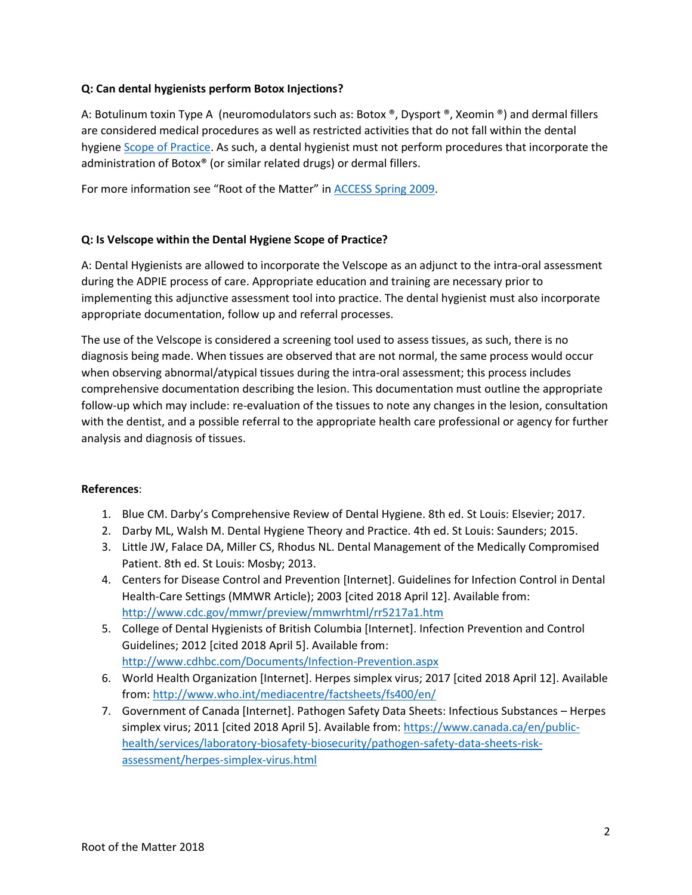**Q: Can dental hygienists perform Botox Injections?**

A: Botulinum toxin Type A (neuromodulators such as: Botox ®, Dysport ®, Xeomin ®) and dermal fillers are considered medical procedures as well as restricted activities that do not fall within the dental hygiene Scope of Practice. As such, a dental hygienist must not perform procedures that incorporate the administration of Botox® (or similar related drugs) or dermal fillers.

For more information see "Root of the Matter" in ACCESS Spring 2009.

**Q: Is Velscope within the Dental Hygiene Scope of Practice?**

A: Dental Hygienists are allowed to incorporate the Velscope as an adjunct to the intra-oral assessment during the ADPIE process of care. Appropriate education and training are necessary prior to implementing this adjunctive assessment tool into practice. The dental hygienist must also incorporate appropriate documentation, follow up and referral processes.

The use of the Velscope is considered a screening tool used to assess tissues, as such, there is no diagnosis being made. When tissues are observed that are not normal, the same process would occur when observing abnormal/atypical tissues during the intra-oral assessment; this process includes comprehensive documentation describing the lesion. This documentation must outline the appropriate follow-up which may include: re-evaluation of the tissues to note any changes in the lesion, consultation with the dentist, and a possible referral to the appropriate health care professional or agency for further analysis and diagnosis of tissues.

**References**:

1. Blue CM. Darby's Comprehensive Review of Dental Hygiene. 8th ed. St Louis: Elsevier; 2017.
2. Darby ML, Walsh M. Dental Hygiene Theory and Practice. 4th ed. St Louis: Saunders; 2015.
3. Little JW, Falace DA, Miller CS, Rhodus NL. Dental Management of the Medically Compromised Patient. 8th ed. St Louis: Mosby; 2013.
4. Centers for Disease Control and Prevention [Internet]. Guidelines for Infection Control in Dental Health-Care Settings (MMWR Article); 2003 [cited 2018 April 12]. Available from: http://www.cdc.gov/mmwr/preview/mmwrhtml/rr5217a1.htm
5. College of Dental Hygienists of British Columbia [Internet]. Infection Prevention and Control Guidelines; 2012 [cited 2018 April 5]. Available from: http://www.cdhbc.com/Documents/Infection-Prevention.aspx
6. World Health Organization [Internet]. Herpes simplex virus; 2017 [cited 2018 April 12]. Available from: http://www.who.int/mediacentre/factsheets/fs400/en/
7. Government of Canada [Internet]. Pathogen Safety Data Sheets: Infectious Substances – Herpes simplex virus; 2011 [cited 2018 April 5]. Available from: https://www.canada.ca/en/public-health/services/laboratory-biosafety-biosecurity/pathogen-safety-data-sheets-risk-assessment/herpes-simplex-virus.html